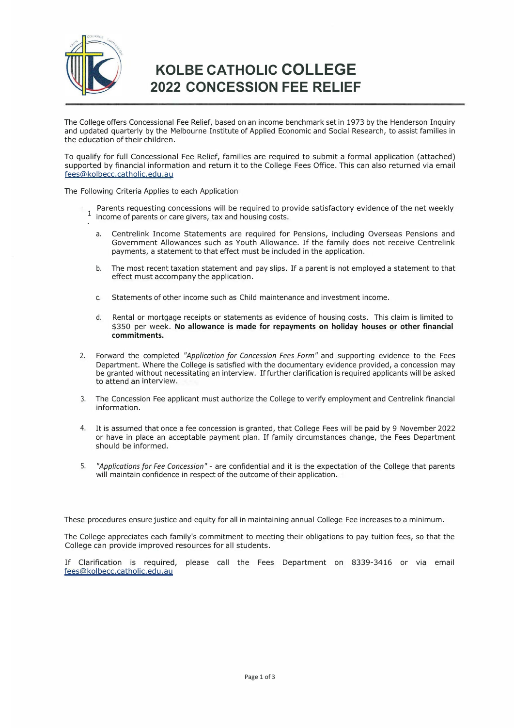# KOLBE CATHOLIC COLLEGE
# 2022 CONCESSION FEE RELIEF

The College offers Concessional Fee Relief, based on an income benchmark set in 1973 by the Henderson Inquiry and updated quarterly by the Melbourne Institute of Applied Economic and Social Research, to assist families in the education of their children.

To qualify for full Concessional Fee Relief, families are required to submit a formal application (attached) supported by financial information and return it to the College Fees Office. This can also returned via email fees@kolbecc.catholic.edu.au

The Following Criteria Applies to each Application

1. Parents requesting concessions will be required to provide satisfactory evidence of the net weekly income of parents or care givers, tax and housing costs.
   a. Centrelink Income Statements are required for Pensions, including Overseas Pensions and Government Allowances such as Youth Allowance. If the family does not receive Centrelink payments, a statement to that effect must be included in the application.
   b. The most recent taxation statement and pay slips. If a parent is not employed a statement to that effect must accompany the application.
   c. Statements of other income such as Child maintenance and investment income.
   d. Rental or mortgage receipts or statements as evidence of housing costs. This claim is limited to $350 per week. **No allowance is made for repayments on holiday houses or other financial commitments.**
2. Forward the completed *"Application for Concession Fees Form"* and supporting evidence to the Fees Department. Where the College is satisfied with the documentary evidence provided, a concession may be granted without necessitating an interview. If further clarification is required applicants will be asked to attend an interview.
3. The Concession Fee applicant must authorize the College to verify employment and Centrelink financial information.
4. It is assumed that once a fee concession is granted, that College Fees will be paid by 9 November 2022 or have in place an acceptable payment plan. If family circumstances change, the Fees Department should be informed.
5. *"Applications for Fee Concession"* - are confidential and it is the expectation of the College that parents will maintain confidence in respect of the outcome of their application.

These procedures ensure justice and equity for all in maintaining annual College Fee increases to a minimum.

The College appreciates each family's commitment to meeting their obligations to pay tuition fees, so that the College can provide improved resources for all students.

If Clarification is required, please call the Fees Department on 8339-3416 or via email fees@kolbecc.catholic.edu.au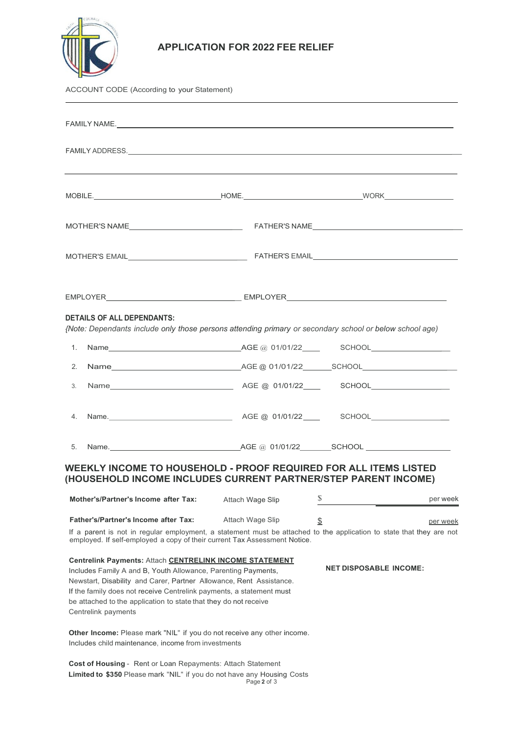# APPLICATION FOR 2022 FEE RELIEF

ACCOUNT CODE (According to your Statement)

FAMILY NAME.

FAMILY ADDRESS.

MOBILE. HOME. WORK

MOTHER'S NAME FATHER'S NAME

MOTHER'S EMAIL FATHER'S EMAIL

EMPLOYER EMPLOYER

**DETAILS OF ALL DEPENDANTS:**

*{Note: Dependants include only those persons attending primary or secondary school or below school age)*

1. Name AGE @ 01/01/22 SCHOOL
2. Name AGE @ 01/01/22 SCHOOL
3. Name AGE @ 01/01/22 SCHOOL
4. Name. AGE @ 01/01/22 SCHOOL
5. Name. AGE @ 01/01/22 SCHOOL

## WEEKLY INCOME TO HOUSEHOLD - PROOF REQUIRED FOR ALL ITEMS LISTED (HOUSEHOLD INCOME INCLUDES CURRENT PARTNER/STEP PARENT INCOME)

**Mother's/Partner's Income after Tax:** Attach Wage Slip $ per week

**Father's/Partner's Income after Tax:** Attach Wage Slip $ per week

If a parent is not in regular employment, a statement must be attached to the application to state that they are not employed. If self-employed a copy of their current Tax Assessment Notice.

**Centrelink Payments:** Attach **CENTRELINK INCOME STATEMENT**
Includes Family A and B, Youth Allowance, Parenting Payments, Newstart, Disability and Carer, Partner Allowance, Rent Assistance. If the family does not receive Centrelink payments, a statement must be attached to the application to state that they do not receive Centrelink payments

**NET DISPOSABLE INCOME:**

**Other Income:** Please mark "NIL" if you do not receive any other income. Includes child maintenance, income from investments

**Cost of Housing** - Rent or Loan Repayments: Attach Statement
**Limited to $350** Please mark "NIL" if you do not have any Housing Costs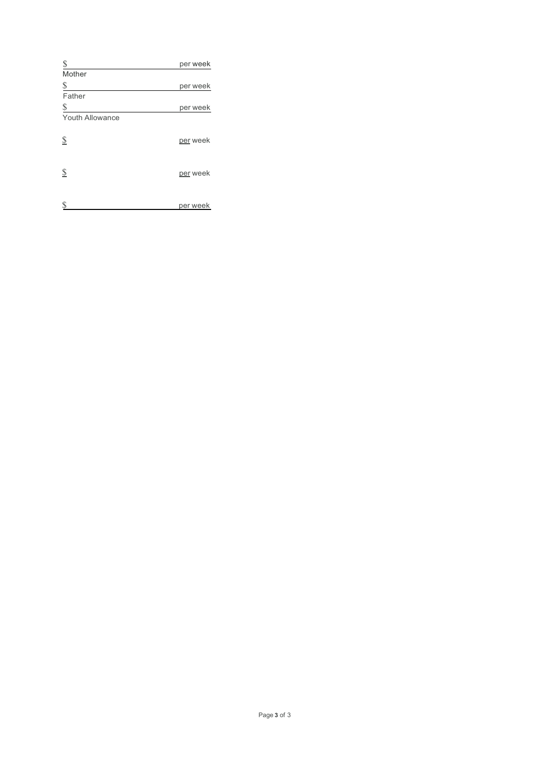$ per week

Mother

$ per week

Father

$ per week

Youth Allowance

$ per week

$ per week

$ per week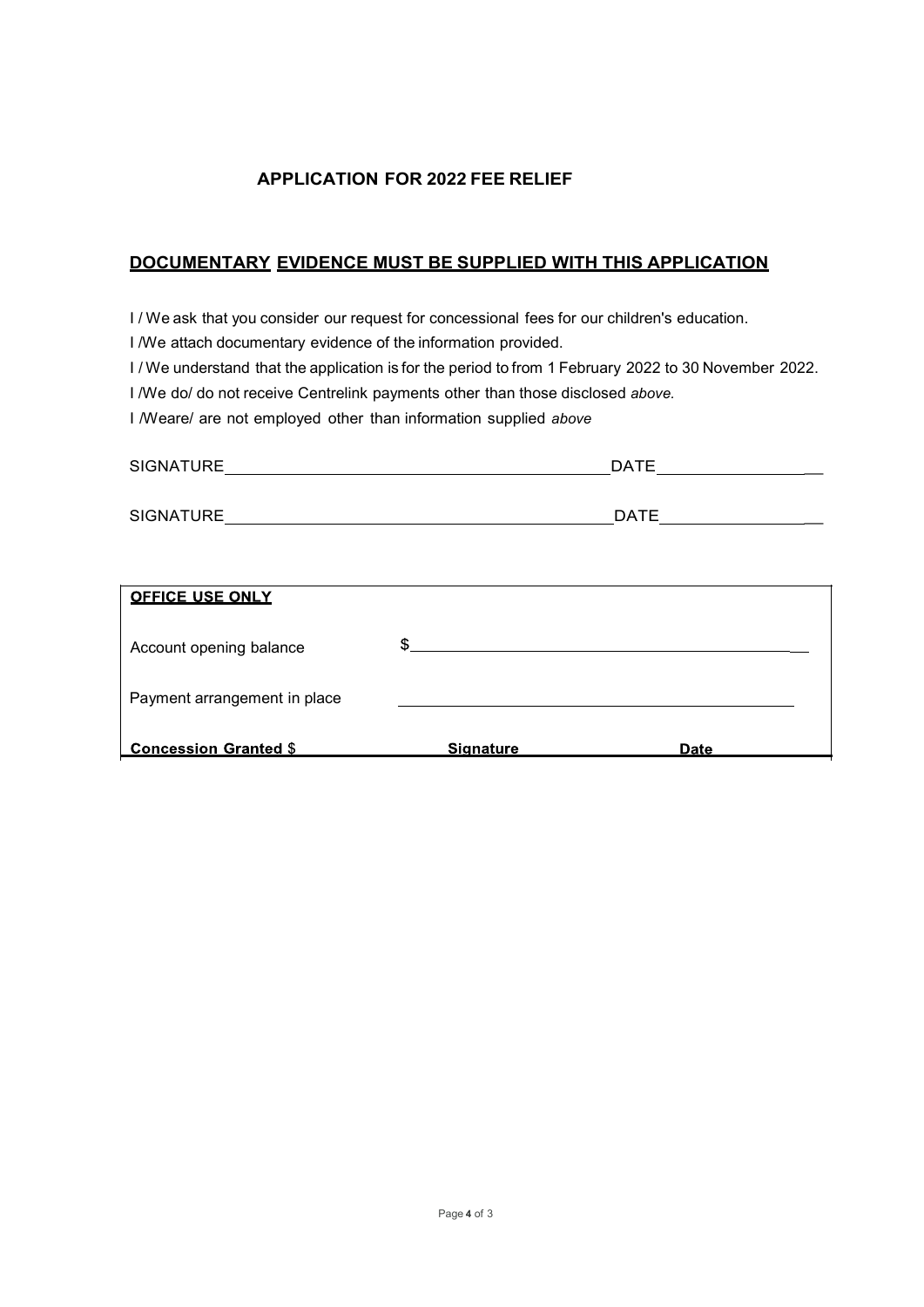## APPLICATION FOR 2022 FEE RELIEF

**DOCUMENTARY EVIDENCE MUST BE SUPPLIED WITH THIS APPLICATION**

I / We ask that you consider our request for concessional fees for our children's education.

I /We attach documentary evidence of the information provided.

I / We understand that the application is for the period to from 1 February 2022 to 30 November 2022.

I /We do/ do not receive Centrelink payments other than those disclosed *above.*

I /Weare/ are not employed other than information supplied *above*

SIGNATURE__________________________________________ DATE__________________

SIGNATURE__________________________________________ DATE__________________

**OFFICE USE ONLY**

Account opening balance $______________________________________________

Payment arrangement in place ______________________________________________

**Concession Granted $** **Signature** **Date**